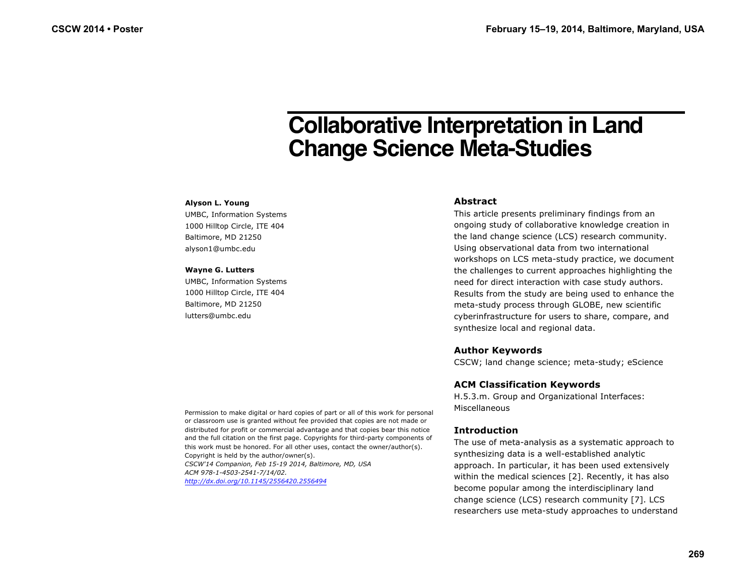# Collaborative Interpretation in Land Change Science Meta-Studies

**Alyson L. Young**
UMBC, Information Systems
1000 Hilltop Circle, ITE 404
Baltimore, MD 21250
alyson1@umbc.edu

**Wayne G. Lutters**
UMBC, Information Systems
1000 Hilltop Circle, ITE 404
Baltimore, MD 21250
lutters@umbc.edu

Permission to make digital or hard copies of part or all of this work for personal or classroom use is granted without fee provided that copies are not made or distributed for profit or commercial advantage and that copies bear this notice and the full citation on the first page. Copyrights for third-party components of this work must be honored. For all other uses, contact the owner/author(s). Copyright is held by the author/owner(s).
*CSCW'14 Companion, Feb 15-19 2014, Baltimore, MD, USA*
*ACM 978-1-4503-2541-7/14/02.*
*http://dx.doi.org/10.1145/2556420.2556494*

## Abstract

This article presents preliminary findings from an ongoing study of collaborative knowledge creation in the land change science (LCS) research community. Using observational data from two international workshops on LCS meta-study practice, we document the challenges to current approaches highlighting the need for direct interaction with case study authors. Results from the study are being used to enhance the meta-study process through GLOBE, new scientific cyberinfrastructure for users to share, compare, and synthesize local and regional data.

## Author Keywords

CSCW; land change science; meta-study; eScience

## ACM Classification Keywords

H.5.3.m. Group and Organizational Interfaces: Miscellaneous

## Introduction

The use of meta-analysis as a systematic approach to synthesizing data is a well-established analytic approach. In particular, it has been used extensively within the medical sciences [2]. Recently, it has also become popular among the interdisciplinary land change science (LCS) research community [7]. LCS researchers use meta-study approaches to understand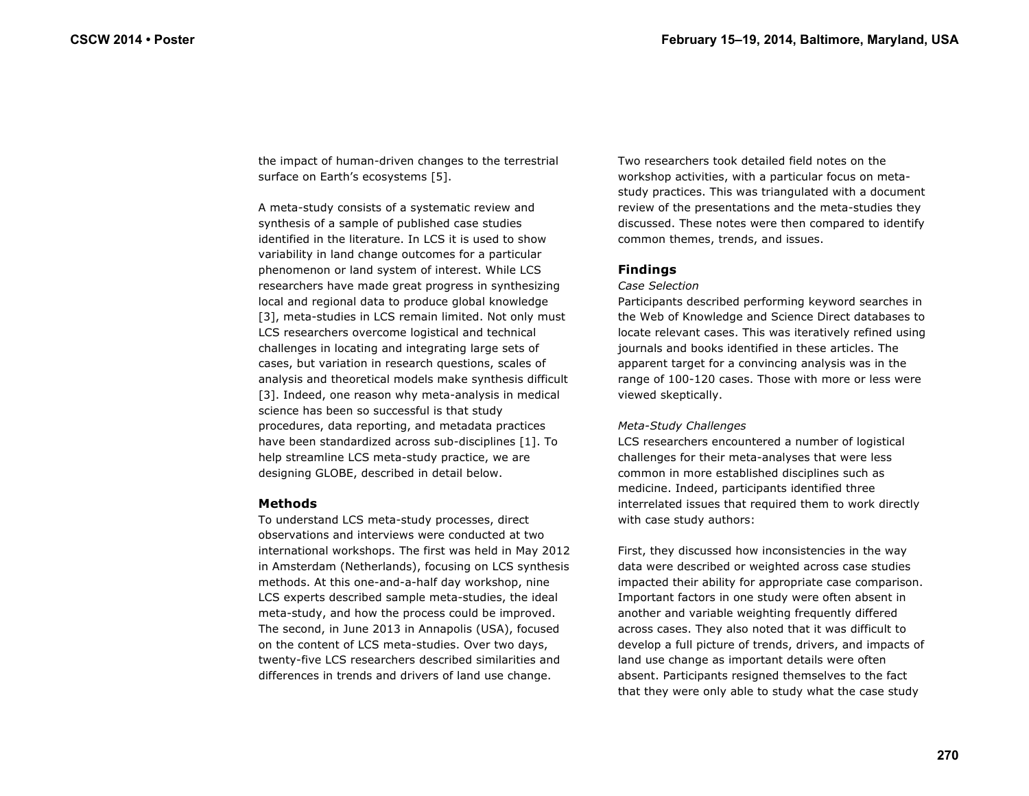the impact of human-driven changes to the terrestrial surface on Earth's ecosystems [5].

A meta-study consists of a systematic review and synthesis of a sample of published case studies identified in the literature. In LCS it is used to show variability in land change outcomes for a particular phenomenon or land system of interest. While LCS researchers have made great progress in synthesizing local and regional data to produce global knowledge [3], meta-studies in LCS remain limited. Not only must LCS researchers overcome logistical and technical challenges in locating and integrating large sets of cases, but variation in research questions, scales of analysis and theoretical models make synthesis difficult [3]. Indeed, one reason why meta-analysis in medical science has been so successful is that study procedures, data reporting, and metadata practices have been standardized across sub-disciplines [1]. To help streamline LCS meta-study practice, we are designing GLOBE, described in detail below.

## Methods

To understand LCS meta-study processes, direct observations and interviews were conducted at two international workshops. The first was held in May 2012 in Amsterdam (Netherlands), focusing on LCS synthesis methods. At this one-and-a-half day workshop, nine LCS experts described sample meta-studies, the ideal meta-study, and how the process could be improved. The second, in June 2013 in Annapolis (USA), focused on the content of LCS meta-studies. Over two days, twenty-five LCS researchers described similarities and differences in trends and drivers of land use change.

Two researchers took detailed field notes on the workshop activities, with a particular focus on meta-study practices. This was triangulated with a document review of the presentations and the meta-studies they discussed. These notes were then compared to identify common themes, trends, and issues.

## Findings

### *Case Selection*

Participants described performing keyword searches in the Web of Knowledge and Science Direct databases to locate relevant cases. This was iteratively refined using journals and books identified in these articles. The apparent target for a convincing analysis was in the range of 100-120 cases. Those with more or less were viewed skeptically.

### *Meta-Study Challenges*

LCS researchers encountered a number of logistical challenges for their meta-analyses that were less common in more established disciplines such as medicine. Indeed, participants identified three interrelated issues that required them to work directly with case study authors:

First, they discussed how inconsistencies in the way data were described or weighted across case studies impacted their ability for appropriate case comparison. Important factors in one study were often absent in another and variable weighting frequently differed across cases. They also noted that it was difficult to develop a full picture of trends, drivers, and impacts of land use change as important details were often absent. Participants resigned themselves to the fact that they were only able to study what the case study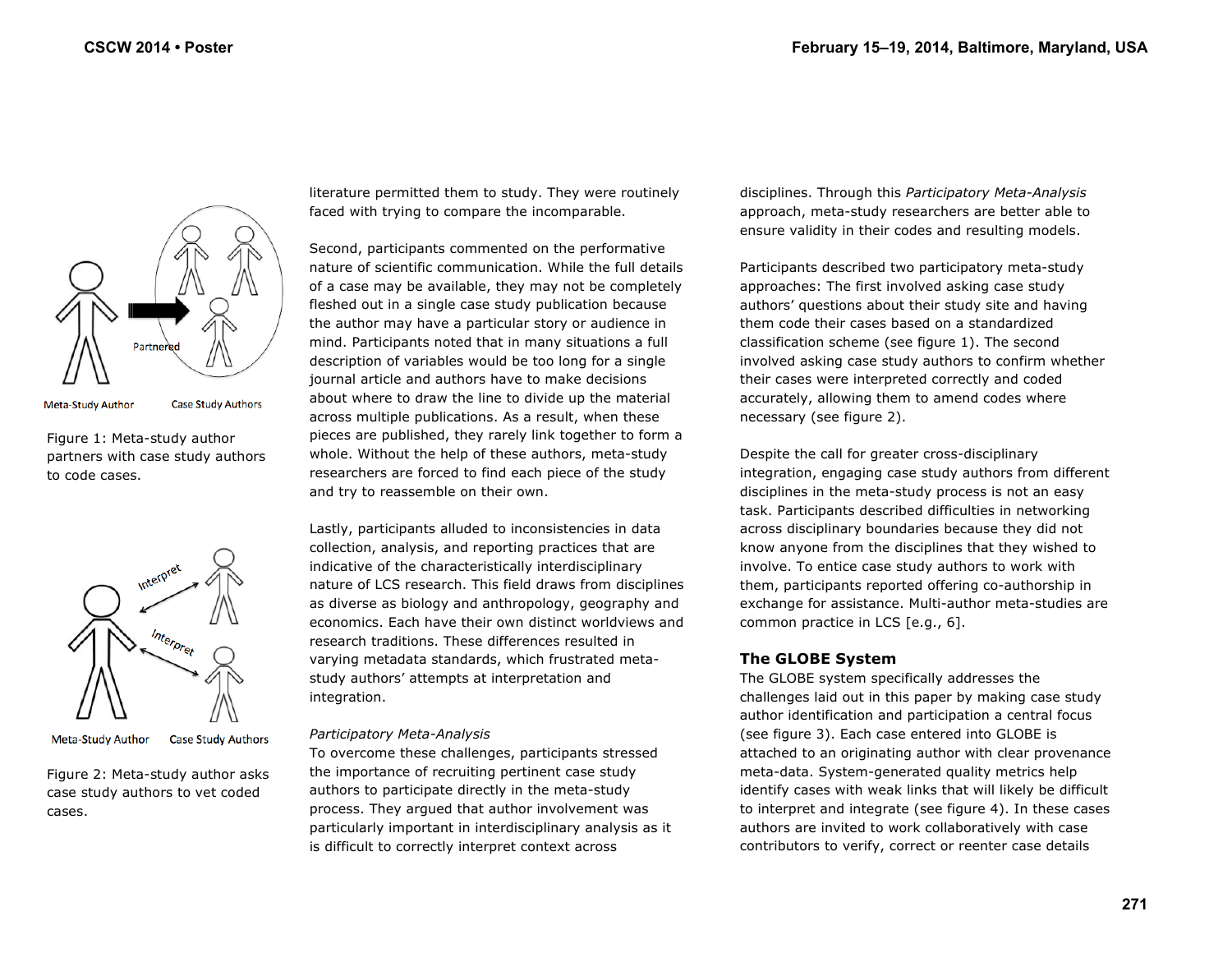Figure 1: Meta-study author partners with case study authors to code cases.

Figure 2: Meta-study author asks case study authors to vet coded cases.

literature permitted them to study. They were routinely faced with trying to compare the incomparable.

Second, participants commented on the performative nature of scientific communication. While the full details of a case may be available, they may not be completely fleshed out in a single case study publication because the author may have a particular story or audience in mind. Participants noted that in many situations a full description of variables would be too long for a single journal article and authors have to make decisions about where to draw the line to divide up the material across multiple publications. As a result, when these pieces are published, they rarely link together to form a whole. Without the help of these authors, meta-study researchers are forced to find each piece of the study and try to reassemble on their own.

Lastly, participants alluded to inconsistencies in data collection, analysis, and reporting practices that are indicative of the characteristically interdisciplinary nature of LCS research. This field draws from disciplines as diverse as biology and anthropology, geography and economics. Each have their own distinct worldviews and research traditions. These differences resulted in varying metadata standards, which frustrated meta-study authors' attempts at interpretation and integration.

*Participatory Meta-Analysis*

To overcome these challenges, participants stressed the importance of recruiting pertinent case study authors to participate directly in the meta-study process. They argued that author involvement was particularly important in interdisciplinary analysis as it is difficult to correctly interpret context across disciplines. Through this *Participatory Meta-Analysis* approach, meta-study researchers are better able to ensure validity in their codes and resulting models.

Participants described two participatory meta-study approaches: The first involved asking case study authors' questions about their study site and having them code their cases based on a standardized classification scheme (see figure 1). The second involved asking case study authors to confirm whether their cases were interpreted correctly and coded accurately, allowing them to amend codes where necessary (see figure 2).

Despite the call for greater cross-disciplinary integration, engaging case study authors from different disciplines in the meta-study process is not an easy task. Participants described difficulties in networking across disciplinary boundaries because they did not know anyone from the disciplines that they wished to involve. To entice case study authors to work with them, participants reported offering co-authorship in exchange for assistance. Multi-author meta-studies are common practice in LCS [e.g., 6].

## The GLOBE System

The GLOBE system specifically addresses the challenges laid out in this paper by making case study author identification and participation a central focus (see figure 3). Each case entered into GLOBE is attached to an originating author with clear provenance meta-data. System-generated quality metrics help identify cases with weak links that will likely be difficult to interpret and integrate (see figure 4). In these cases authors are invited to work collaboratively with case contributors to verify, correct or reenter case details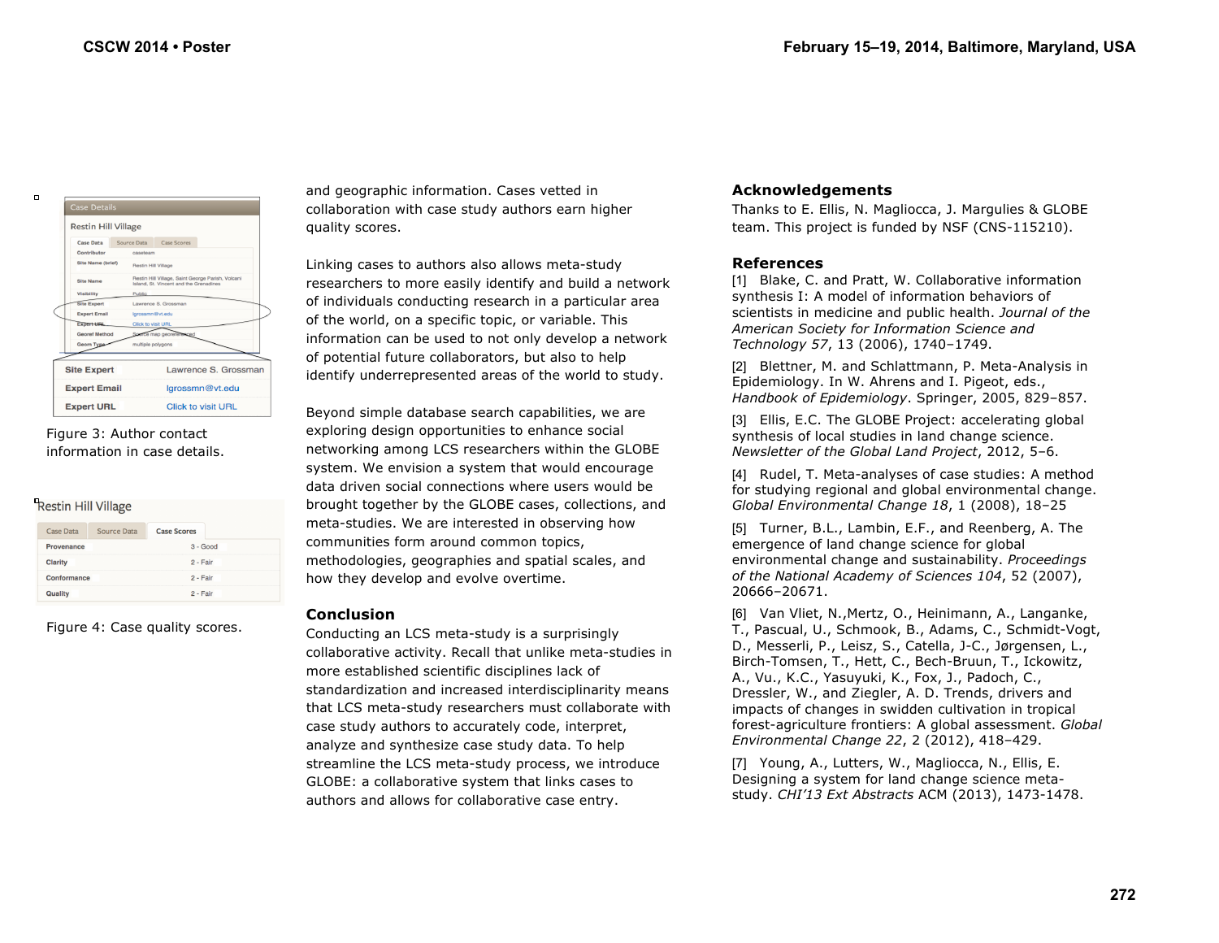Figure 3: Author contact information in case details.

Figure 4: Case quality scores.

and geographic information. Cases vetted in collaboration with case study authors earn higher quality scores.

Linking cases to authors also allows meta-study researchers to more easily identify and build a network of individuals conducting research in a particular area of the world, on a specific topic, or variable. This information can be used to not only develop a network of potential future collaborators, but also to help identify underrepresented areas of the world to study.

Beyond simple database search capabilities, we are exploring design opportunities to enhance social networking among LCS researchers within the GLOBE system. We envision a system that would encourage data driven social connections where users would be brought together by the GLOBE cases, collections, and meta-studies. We are interested in observing how communities form around common topics, methodologies, geographies and spatial scales, and how they develop and evolve overtime.

## Conclusion

Conducting an LCS meta-study is a surprisingly collaborative activity. Recall that unlike meta-studies in more established scientific disciplines lack of standardization and increased interdisciplinarity means that LCS meta-study researchers must collaborate with case study authors to accurately code, interpret, analyze and synthesize case study data. To help streamline the LCS meta-study process, we introduce GLOBE: a collaborative system that links cases to authors and allows for collaborative case entry.

## Acknowledgements

Thanks to E. Ellis, N. Magliocca, J. Margulies & GLOBE team. This project is funded by NSF (CNS-115210).

## References

[1] Blake, C. and Pratt, W. Collaborative information synthesis I: A model of information behaviors of scientists in medicine and public health. *Journal of the American Society for Information Science and Technology 57*, 13 (2006), 1740–1749.

[2] Blettner, M. and Schlattmann, P. Meta-Analysis in Epidemiology. In W. Ahrens and I. Pigeot, eds., *Handbook of Epidemiology*. Springer, 2005, 829–857.

[3] Ellis, E.C. The GLOBE Project: accelerating global synthesis of local studies in land change science. *Newsletter of the Global Land Project*, 2012, 5–6.

[4] Rudel, T. Meta-analyses of case studies: A method for studying regional and global environmental change. *Global Environmental Change 18*, 1 (2008), 18–25

[5] Turner, B.L., Lambin, E.F., and Reenberg, A. The emergence of land change science for global environmental change and sustainability. *Proceedings of the National Academy of Sciences 104*, 52 (2007), 20666–20671.

[6] Van Vliet, N.,Mertz, O., Heinimann, A., Langanke, T., Pascual, U., Schmook, B., Adams, C., Schmidt-Vogt, D., Messerli, P., Leisz, S., Catella, J-C., Jørgensen, L., Birch-Tomsen, T., Hett, C., Bech-Bruun, T., Ickowitz, A., Vu., K.C., Yasuyuki, K., Fox, J., Padoch, C., Dressler, W., and Ziegler, A. D. Trends, drivers and impacts of changes in swidden cultivation in tropical forest-agriculture frontiers: A global assessment. *Global Environmental Change 22*, 2 (2012), 418–429.

[7] Young, A., Lutters, W., Magliocca, N., Ellis, E. Designing a system for land change science meta-study. *CHI'13 Ext Abstracts* ACM (2013), 1473-1478.